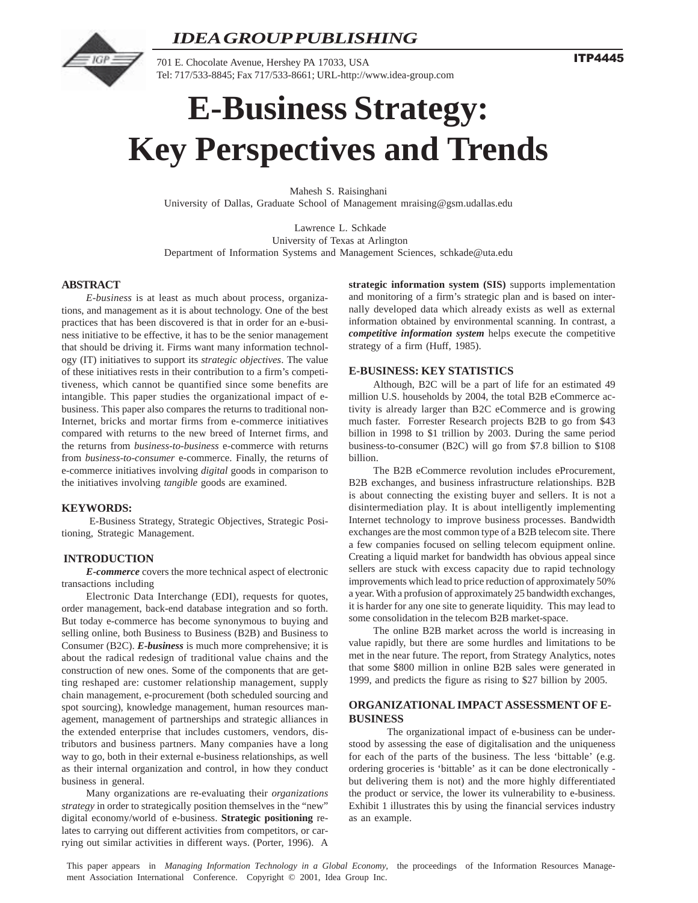# E-Business Strategy: Key Perspectives and Trends

Mahesh S. Raisinghani
University of Dallas, Graduate School of Management mraising@gsm.udallas.edu

Lawrence L. Schkade
University of Texas at Arlington
Department of Information Systems and Management Sciences, schkade@uta.edu

## ABSTRACT

*E-business* is at least as much about process, organizations, and management as it is about technology. One of the best practices that has been discovered is that in order for an e-business initiative to be effective, it has to be the senior management that should be driving it. Firms want many information technology (IT) initiatives to support its *strategic objectives*. The value of these initiatives rests in their contribution to a firm's competitiveness, which cannot be quantified since some benefits are intangible. This paper studies the organizational impact of e-business. This paper also compares the returns to traditional non-Internet, bricks and mortar firms from e-commerce initiatives compared with returns to the new breed of Internet firms, and the returns from *business-to-business* e-commerce with returns from *business-to-consumer* e-commerce. Finally, the returns of e-commerce initiatives involving *digital* goods in comparison to the initiatives involving *tangible* goods are examined.

## KEYWORDS:

E-Business Strategy, Strategic Objectives, Strategic Positioning, Strategic Management.

## INTRODUCTION

***E-commerce*** covers the more technical aspect of electronic transactions including

Electronic Data Interchange (EDI), requests for quotes, order management, back-end database integration and so forth. But today e-commerce has become synonymous to buying and selling online, both Business to Business (B2B) and Business to Consumer (B2C). ***E-business*** is much more comprehensive; it is about the radical redesign of traditional value chains and the construction of new ones. Some of the components that are getting reshaped are: customer relationship management, supply chain management, e-procurement (both scheduled sourcing and spot sourcing), knowledge management, human resources management, management of partnerships and strategic alliances in the extended enterprise that includes customers, vendors, distributors and business partners. Many companies have a long way to go, both in their external e-business relationships, as well as their internal organization and control, in how they conduct business in general.

Many organizations are re-evaluating their *organizations strategy* in order to strategically position themselves in the "new" digital economy/world of e-business. **Strategic positioning** relates to carrying out different activities from competitors, or carrying out similar activities in different ways. (Porter, 1996). A **strategic information system (SIS)** supports implementation and monitoring of a firm's strategic plan and is based on internally developed data which already exists as well as external information obtained by environmental scanning. In contrast, a ***competitive information system*** helps execute the competitive strategy of a firm (Huff, 1985).

## E-BUSINESS: KEY STATISTICS

Although, B2C will be a part of life for an estimated 49 million U.S. households by 2004, the total B2B eCommerce activity is already larger than B2C eCommerce and is growing much faster. Forrester Research projects B2B to go from $43 billion in 1998 to $1 trillion by 2003. During the same period business-to-consumer (B2C) will go from $7.8 billion to $108 billion.

The B2B eCommerce revolution includes eProcurement, B2B exchanges, and business infrastructure relationships. B2B is about connecting the existing buyer and sellers. It is not a disintermediation play. It is about intelligently implementing Internet technology to improve business processes. Bandwidth exchanges are the most common type of a B2B telecom site. There a few companies focused on selling telecom equipment online. Creating a liquid market for bandwidth has obvious appeal since sellers are stuck with excess capacity due to rapid technology improvements which lead to price reduction of approximately 50% a year. With a profusion of approximately 25 bandwidth exchanges, it is harder for any one site to generate liquidity. This may lead to some consolidation in the telecom B2B market-space.

The online B2B market across the world is increasing in value rapidly, but there are some hurdles and limitations to be met in the near future. The report, from Strategy Analytics, notes that some $800 million in online B2B sales were generated in 1999, and predicts the figure as rising to $27 billion by 2005.

## ORGANIZATIONAL IMPACT ASSESSMENT OF E-BUSINESS

The organizational impact of e-business can be understood by assessing the ease of digitalisation and the uniqueness for each of the parts of the business. The less 'bittable' (e.g. ordering groceries is 'bittable' as it can be done electronically - but delivering them is not) and the more highly differentiated the product or service, the lower its vulnerability to e-business. Exhibit 1 illustrates this by using the financial services industry as an example.

This paper appears in *Managing Information Technology in a Global Economy,* the proceedings of the Information Resources Management Association International Conference. Copyright © 2001, Idea Group Inc.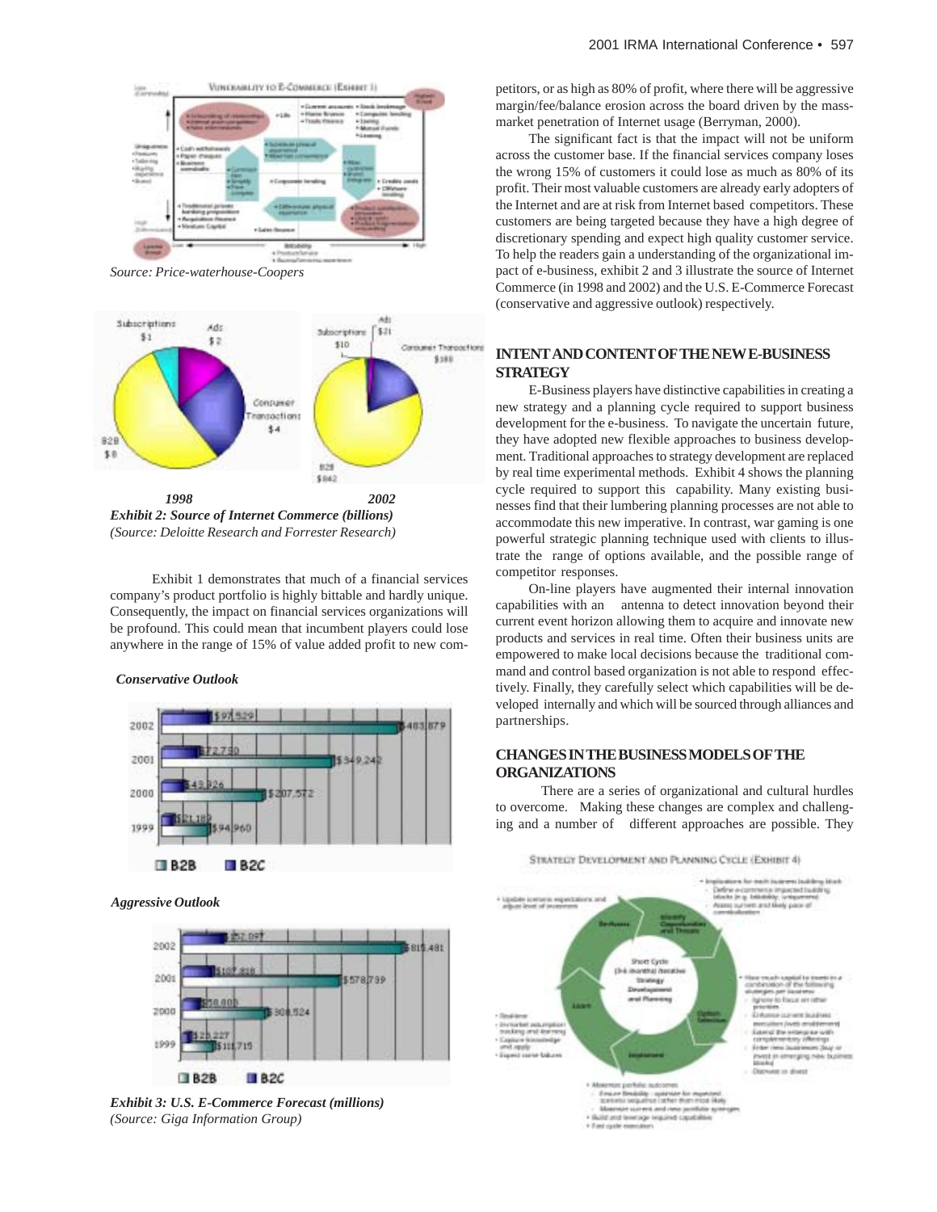Source: Price-waterhouse-Coopers

*1998* *2002*

***Exhibit 2: Source of Internet Commerce (billions)***
*(Source: Deloitte Research and Forrester Research)*

Exhibit 1 demonstrates that much of a financial services company's product portfolio is highly bittable and hardly unique. Consequently, the impact on financial services organizations will be profound. This could mean that incumbent players could lose anywhere in the range of 15% of value added profit to new competitors, or as high as 80% of profit, where there will be aggressive margin/fee/balance erosion across the board driven by the mass-market penetration of Internet usage (Berryman, 2000).

***Conservative Outlook***

***Aggressive Outlook***

***Exhibit 3: U.S. E-Commerce Forecast (millions)***
*(Source: Giga Information Group)*

The significant fact is that the impact will not be uniform across the customer base. If the financial services company loses the wrong 15% of customers it could lose as much as 80% of its profit. Their most valuable customers are already early adopters of the Internet and are at risk from Internet based competitors. These customers are being targeted because they have a high degree of discretionary spending and expect high quality customer service. To help the readers gain a understanding of the organizational impact of e-business, exhibit 2 and 3 illustrate the source of Internet Commerce (in 1998 and 2002) and the U.S. E-Commerce Forecast (conservative and aggressive outlook) respectively.

## INTENT AND CONTENT OF THE NEW E-BUSINESS STRATEGY

E-Business players have distinctive capabilities in creating a new strategy and a planning cycle required to support business development for the e-business. To navigate the uncertain future, they have adopted new flexible approaches to business development. Traditional approaches to strategy development are replaced by real time experimental methods. Exhibit 4 shows the planning cycle required to support this capability. Many existing businesses find that their lumbering planning processes are not able to accommodate this new imperative. In contrast, war gaming is one powerful strategic planning technique used with clients to illustrate the range of options available, and the possible range of competitor responses.

On-line players have augmented their internal innovation capabilities with an antenna to detect innovation beyond their current event horizon allowing them to acquire and innovate new products and services in real time. Often their business units are empowered to make local decisions because the traditional command and control based organization is not able to respond effectively. Finally, they carefully select which capabilities will be developed internally and which will be sourced through alliances and partnerships.

## CHANGES IN THE BUSINESS MODELS OF THE ORGANIZATIONS

There are a series of organizational and cultural hurdles to overcome. Making these changes are complex and challenging and a number of different approaches are possible. They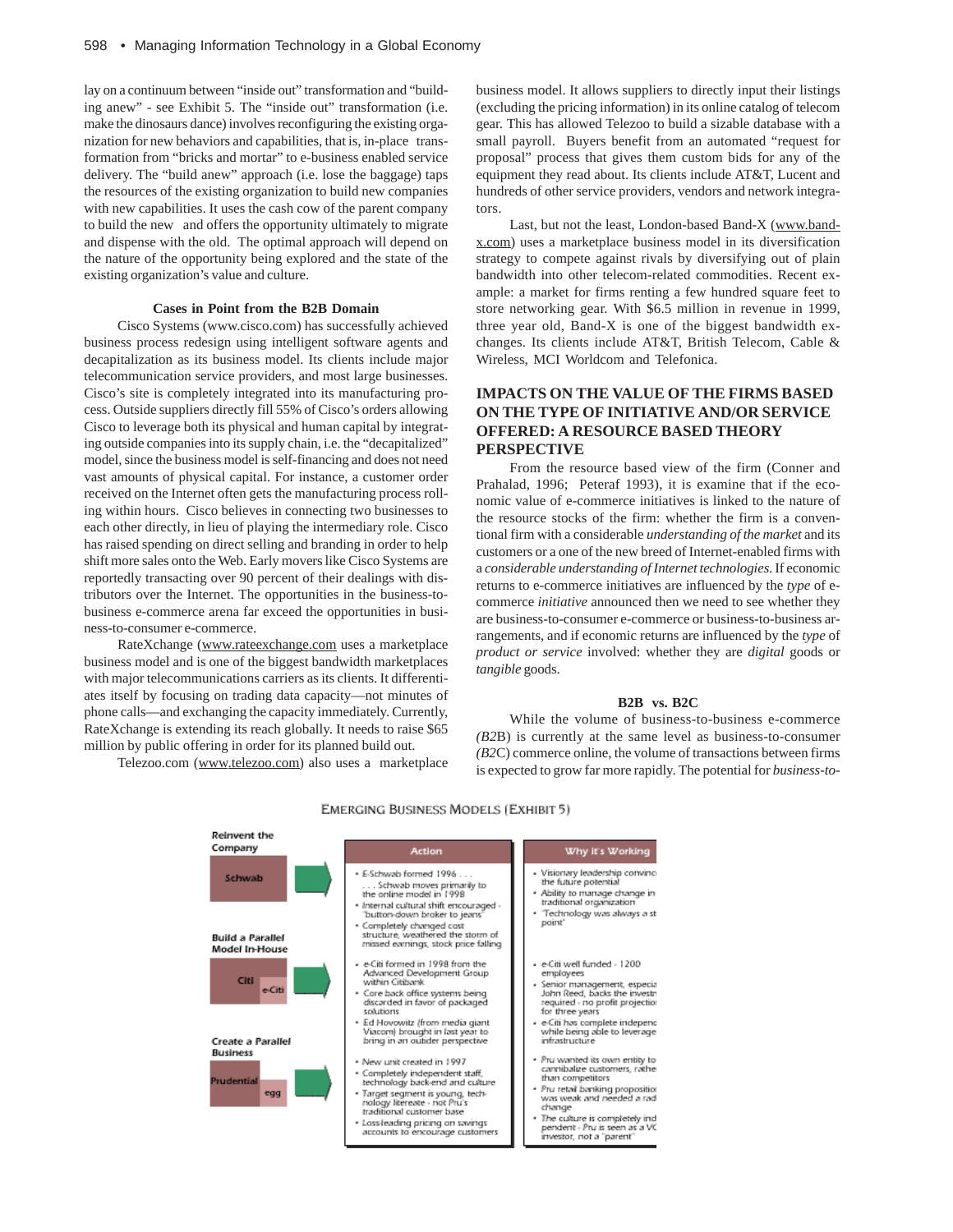lay on a continuum between "inside out" transformation and "building anew" - see Exhibit 5. The "inside out" transformation (i.e. make the dinosaurs dance) involves reconfiguring the existing organization for new behaviors and capabilities, that is, in-place transformation from "bricks and mortar" to e-business enabled service delivery. The "build anew" approach (i.e. lose the baggage) taps the resources of the existing organization to build new companies with new capabilities. It uses the cash cow of the parent company to build the new and offers the opportunity ultimately to migrate and dispense with the old. The optimal approach will depend on the nature of the opportunity being explored and the state of the existing organization's value and culture.

**Cases in Point from the B2B Domain**

Cisco Systems (www.cisco.com) has successfully achieved business process redesign using intelligent software agents and decapitalization as its business model. Its clients include major telecommunication service providers, and most large businesses. Cisco's site is completely integrated into its manufacturing process. Outside suppliers directly fill 55% of Cisco's orders allowing Cisco to leverage both its physical and human capital by integrating outside companies into its supply chain, i.e. the "decapitalized" model, since the business model is self-financing and does not need vast amounts of physical capital. For instance, a customer order received on the Internet often gets the manufacturing process rolling within hours. Cisco believes in connecting two businesses to each other directly, in lieu of playing the intermediary role. Cisco has raised spending on direct selling and branding in order to help shift more sales onto the Web. Early movers like Cisco Systems are reportedly transacting over 90 percent of their dealings with distributors over the Internet. The opportunities in the business-to-business e-commerce arena far exceed the opportunities in business-to-consumer e-commerce.

RateXchange (www.rateexchange.com uses a marketplace business model and is one of the biggest bandwidth marketplaces with major telecommunications carriers as its clients. It differentiates itself by focusing on trading data capacity—not minutes of phone calls—and exchanging the capacity immediately. Currently, RateXchange is extending its reach globally. It needs to raise $65 million by public offering in order for its planned build out.

Telezoo.com (www.telezoo.com) also uses a marketplace business model. It allows suppliers to directly input their listings (excluding the pricing information) in its online catalog of telecom gear. This has allowed Telezoo to build a sizable database with a small payroll. Buyers benefit from an automated "request for proposal" process that gives them custom bids for any of the equipment they read about. Its clients include AT&T, Lucent and hundreds of other service providers, vendors and network integrators.

Last, but not the least, London-based Band-X (www.band-x.com) uses a marketplace business model in its diversification strategy to compete against rivals by diversifying out of plain bandwidth into other telecom-related commodities. Recent example: a market for firms renting a few hundred square feet to store networking gear. With $6.5 million in revenue in 1999, three year old, Band-X is one of the biggest bandwidth exchanges. Its clients include AT&T, British Telecom, Cable & Wireless, MCI Worldcom and Telefonica.

## IMPACTS ON THE VALUE OF THE FIRMS BASED ON THE TYPE OF INITIATIVE AND/OR SERVICE OFFERED: A RESOURCE BASED THEORY PERSPECTIVE

From the resource based view of the firm (Conner and Prahalad, 1996; Peteraf 1993), it is examine that if the economic value of e-commerce initiatives is linked to the nature of the resource stocks of the firm: whether the firm is a conventional firm with a considerable *understanding of the market* and its customers or a one of the new breed of Internet-enabled firms with a *considerable understanding of Internet technologies.* If economic returns to e-commerce initiatives are influenced by the *type* of e-commerce *initiative* announced then we need to see whether they are business-to-consumer e-commerce or business-to-business arrangements, and if economic returns are influenced by the *type* of *product or service* involved: whether they are *digital* goods or *tangible* goods.

**B2B vs. B2C**

While the volume of business-to-business e-commerce *(B2*B) is currently at the same level as business-to-consumer *(B2*C) commerce online, the volume of transactions between firms is expected to grow far more rapidly. The potential for *business-to-*

EMERGING BUSINESS MODELS (EXHIBIT 5)

| | Action | Why it's Working |
|---|---|---|
| **Reinvent the Company** — Schwab | • E-Schwab formed 1996 . . . . . . Schwab moves primarily to the online model in 1998<br>• Internal cultural shift encouraged - "button-down broker to jeans"<br>• Completely changed cost structure, weathered the storm of missed earnings, stock price falling | • Visionary leadership convinc the future potential<br>• Ability to manage change in traditional organization<br>• "Technology was always a st point" |
| **Build a Parallel Model In-House** — Citi / e-Citi | • e-Citi formed in 1998 from the Advanced Development Group within Citibank<br>• Core back office systems being discarded in favor of packaged solutions<br>• Ed Hovowitz (from media giant Viacom) brought in last year to bring in an outsider perspective | • e-Citi well funded - 1200 employees<br>• Senior management, especia John Reed, backs the investr required - no profit projectio for three years<br>• e-Citi has complete independ while being able to leverage infrastructure |
| **Create a Parallel Business** — Prudential / egg | • New unit created in 1997<br>• Completely independent staff, technology back-end and culture<br>• Target segment is young, technology literate - not Pru's traditional customer base<br>• Loss-leading pricing on savings accounts to encourage customers | • Pru wanted its own entity to cannibalize customers, rathe than competitors<br>• Pru retail banking propositio was weak and needed a rad change<br>• The culture is completely ind pendent - Pru is seen as a VC investor, not a "parent" |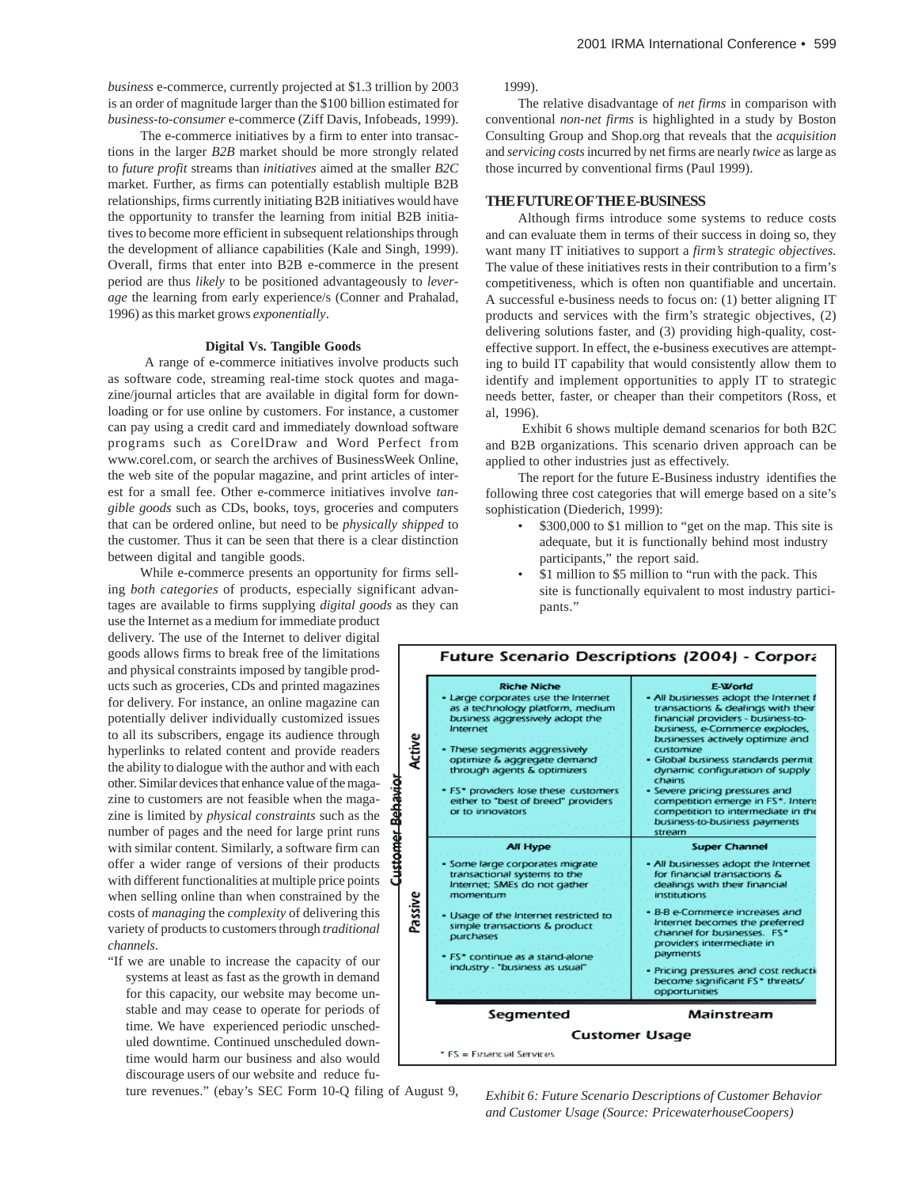*business* e-commerce, currently projected at $1.3 trillion by 2003 is an order of magnitude larger than the $100 billion estimated for *business-to-consumer* e-commerce (Ziff Davis, Infobeads, 1999).

The e-commerce initiatives by a firm to enter into transactions in the larger *B2B* market should be more strongly related to *future profit* streams than *initiatives* aimed at the smaller *B2C* market. Further, as firms can potentially establish multiple B2B relationships, firms currently initiating B2B initiatives would have the opportunity to transfer the learning from initial B2B initiatives to become more efficient in subsequent relationships through the development of alliance capabilities (Kale and Singh, 1999). Overall, firms that enter into B2B e-commerce in the present period are thus *likely* to be positioned advantageously to *leverage* the learning from early experience/s (Conner and Prahalad, 1996) as this market grows *exponentially*.

### Digital Vs. Tangible Goods

A range of e-commerce initiatives involve products such as software code, streaming real-time stock quotes and magazine/journal articles that are available in digital form for downloading or for use online by customers. For instance, a customer can pay using a credit card and immediately download software programs such as CorelDraw and Word Perfect from www.corel.com, or search the archives of BusinessWeek Online, the web site of the popular magazine, and print articles of interest for a small fee. Other e-commerce initiatives involve *tangible goods* such as CDs, books, toys, groceries and computers that can be ordered online, but need to be *physically shipped* to the customer. Thus it can be seen that there is a clear distinction between digital and tangible goods.

While e-commerce presents an opportunity for firms selling *both categories* of products, especially significant advantages are available to firms supplying *digital goods* as they can use the Internet as a medium for immediate product delivery. The use of the Internet to deliver digital goods allows firms to break free of the limitations and physical constraints imposed by tangible products such as groceries, CDs and printed magazines for delivery. For instance, an online magazine can potentially deliver individually customized issues to all its subscribers, engage its audience through hyperlinks to related content and provide readers the ability to dialogue with the author and with each other. Similar devices that enhance value of the magazine to customers are not feasible when the magazine is limited by *physical constraints* such as the number of pages and the need for large print runs with similar content. Similarly, a software firm can offer a wider range of versions of their products with different functionalities at multiple price points when selling online than when constrained by the costs of *managing* the *complexity* of delivering this variety of products to customers through *traditional channels*.

"If we are unable to increase the capacity of our systems at least as fast as the growth in demand for this capacity, our website may become unstable and may cease to operate for periods of time. We have experienced periodic unscheduled downtime. Continued unscheduled downtime would harm our business and also would discourage users of our website and reduce future revenues." (ebay's SEC Form 10-Q filing of August 9, 1999).

The relative disadvantage of *net firms* in comparison with conventional *non-net firms* is highlighted in a study by Boston Consulting Group and Shop.org that reveals that the *acquisition* and *servicing costs* incurred by net firms are nearly *twice* as large as those incurred by conventional firms (Paul 1999).

## THE FUTURE OF THE E-BUSINESS

Although firms introduce some systems to reduce costs and can evaluate them in terms of their success in doing so, they want many IT initiatives to support a *firm's strategic objectives.* The value of these initiatives rests in their contribution to a firm's competitiveness, which is often non quantifiable and uncertain. A successful e-business needs to focus on: (1) better aligning IT products and services with the firm's strategic objectives, (2) delivering solutions faster, and (3) providing high-quality, cost-effective support. In effect, the e-business executives are attempting to build IT capability that would consistently allow them to identify and implement opportunities to apply IT to strategic needs better, faster, or cheaper than their competitors (Ross, et al, 1996).

Exhibit 6 shows multiple demand scenarios for both B2C and B2B organizations. This scenario driven approach can be applied to other industries just as effectively.

The report for the future E-Business industry identifies the following three cost categories that will emerge based on a site's sophistication (Diederich, 1999):

- $300,000 to $1 million to "get on the map. This site is adequate, but it is functionally behind most industry participants," the report said.
- $1 million to $5 million to "run with the pack. This site is functionally equivalent to most industry participants."

**Future Scenario Descriptions (2004) - Corpora**

| Customer Behavior | Segmented | Mainstream |
|---|---|---|
| Active | **Riche Niche**<br>• Large corporates use the Internet as a technology platform, medium business aggressively adopt the Internet<br>• These segments aggressively optimize & aggregate demand through agents & optimizers<br>• FS* providers lose these customers either to "best of breed" providers or to innovators | **E-World**<br>• All businesses adopt the Internet f transactions & dealings with their financial providers - business-to-business, e-Commerce explodes, businesses actively optimize and customize<br>• Global business standards permit dynamic configuration of supply chains<br>• Severe pricing pressures and competition emerge in FS*. Inten competition to intermediate in the business-to-business payments stream |
| Passive | **All Hype**<br>• Some large corporates migrate transactional systems to the Internet; SMEs do not gather momentum<br>• Usage of the Internet restricted to simple transactions & product purchases<br>• FS* continue as a stand-alone industry - "business as usual" | **Super Channel**<br>• All businesses adopt the Internet for financial transactions & dealings with their financial institutions<br>• B-B e-Commerce increases and Internet becomes the preferred channel for businesses. FS* providers intermediate in payments<br>• Pricing pressures and cost reducti become significant FS* threats/ opportunities |
| | **Customer Usage** | |

\* FS = Financial Services

*Exhibit 6: Future Scenario Descriptions of Customer Behavior and Customer Usage (Source: PricewaterhouseCoopers)*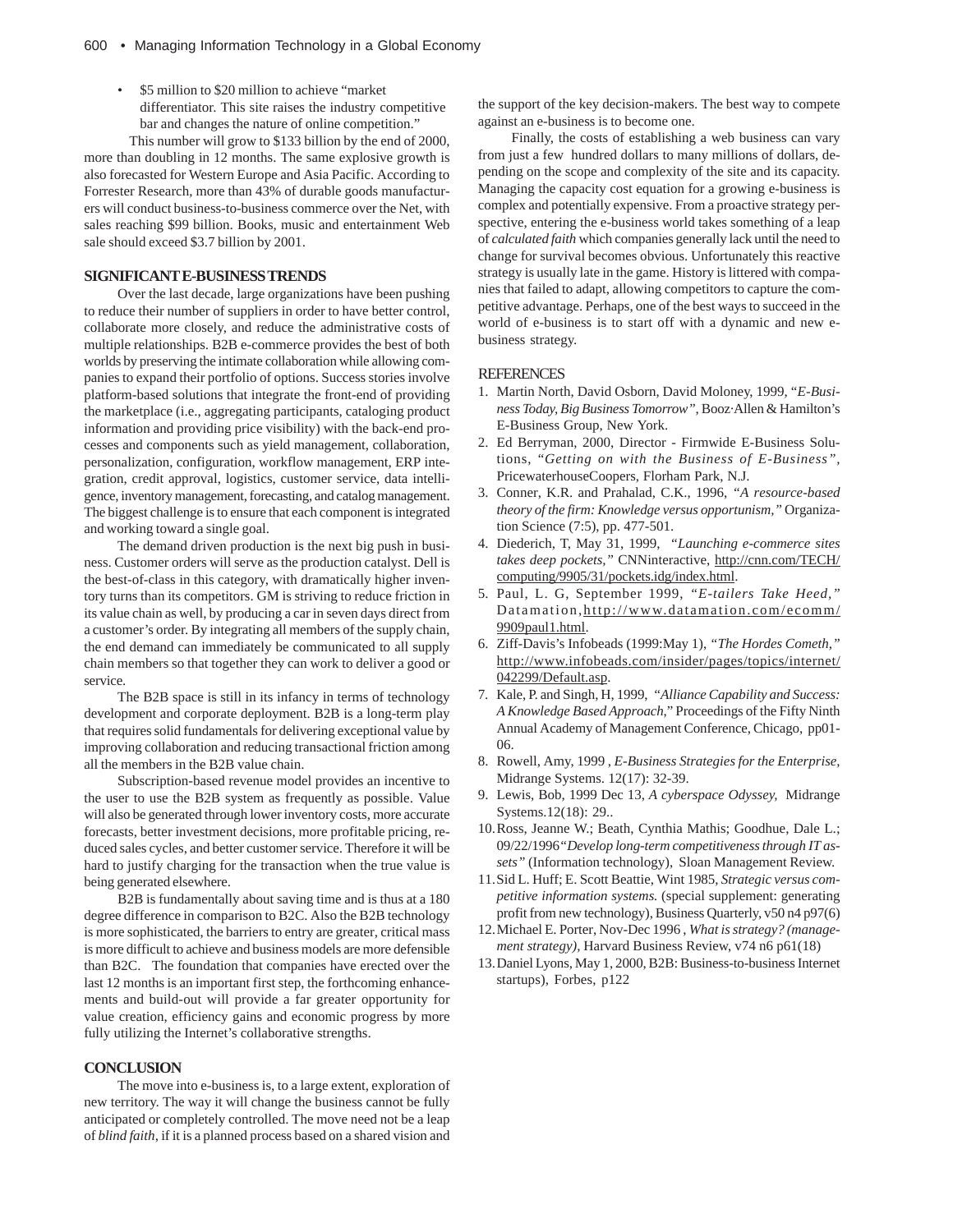- $5 million to $20 million to achieve "market differentiator. This site raises the industry competitive bar and changes the nature of online competition."

This number will grow to $133 billion by the end of 2000, more than doubling in 12 months. The same explosive growth is also forecasted for Western Europe and Asia Pacific. According to Forrester Research, more than 43% of durable goods manufacturers will conduct business-to-business commerce over the Net, with sales reaching $99 billion. Books, music and entertainment Web sale should exceed $3.7 billion by 2001.

## SIGNIFICANT E-BUSINESS TRENDS

Over the last decade, large organizations have been pushing to reduce their number of suppliers in order to have better control, collaborate more closely, and reduce the administrative costs of multiple relationships. B2B e-commerce provides the best of both worlds by preserving the intimate collaboration while allowing companies to expand their portfolio of options. Success stories involve platform-based solutions that integrate the front-end of providing the marketplace (i.e., aggregating participants, cataloging product information and providing price visibility) with the back-end processes and components such as yield management, collaboration, personalization, configuration, workflow management, ERP integration, credit approval, logistics, customer service, data intelligence, inventory management, forecasting, and catalog management. The biggest challenge is to ensure that each component is integrated and working toward a single goal.

The demand driven production is the next big push in business. Customer orders will serve as the production catalyst. Dell is the best-of-class in this category, with dramatically higher inventory turns than its competitors. GM is striving to reduce friction in its value chain as well, by producing a car in seven days direct from a customer's order. By integrating all members of the supply chain, the end demand can immediately be communicated to all supply chain members so that together they can work to deliver a good or service.

The B2B space is still in its infancy in terms of technology development and corporate deployment. B2B is a long-term play that requires solid fundamentals for delivering exceptional value by improving collaboration and reducing transactional friction among all the members in the B2B value chain.

Subscription-based revenue model provides an incentive to the user to use the B2B system as frequently as possible. Value will also be generated through lower inventory costs, more accurate forecasts, better investment decisions, more profitable pricing, reduced sales cycles, and better customer service. Therefore it will be hard to justify charging for the transaction when the true value is being generated elsewhere.

B2B is fundamentally about saving time and is thus at a 180 degree difference in comparison to B2C. Also the B2B technology is more sophisticated, the barriers to entry are greater, critical mass is more difficult to achieve and business models are more defensible than B2C. The foundation that companies have erected over the last 12 months is an important first step, the forthcoming enhancements and build-out will provide a far greater opportunity for value creation, efficiency gains and economic progress by more fully utilizing the Internet's collaborative strengths.

## CONCLUSION

The move into e-business is, to a large extent, exploration of new territory. The way it will change the business cannot be fully anticipated or completely controlled. The move need not be a leap of *blind faith*, if it is a planned process based on a shared vision and the support of the key decision-makers. The best way to compete against an e-business is to become one.

Finally, the costs of establishing a web business can vary from just a few hundred dollars to many millions of dollars, depending on the scope and complexity of the site and its capacity. Managing the capacity cost equation for a growing e-business is complex and potentially expensive. From a proactive strategy perspective, entering the e-business world takes something of a leap of *calculated faith* which companies generally lack until the need to change for survival becomes obvious. Unfortunately this reactive strategy is usually late in the game. History is littered with companies that failed to adapt, allowing competitors to capture the competitive advantage. Perhaps, one of the best ways to succeed in the world of e-business is to start off with a dynamic and new e-business strategy.

## REFERENCES

1. Martin North, David Osborn, David Moloney, 1999, "*E-Business Today, Big Business Tomorrow*", Booz·Allen & Hamilton's E-Business Group, New York.
2. Ed Berryman, 2000, Director - Firmwide E-Business Solutions, "*Getting on with the Business of E-Business*", PricewaterhouseCoopers, Florham Park, N.J.
3. Conner, K.R. and Prahalad, C.K., 1996, "*A resource-based theory of the firm: Knowledge versus opportunism,*" Organization Science (7:5), pp. 477-501.
4. Diederich, T, May 31, 1999, "*Launching e-commerce sites takes deep pockets,*" CNNinteractive, http://cnn.com/TECH/computing/9905/31/pockets.idg/index.html.
5. Paul, L. G, September 1999, "*E-tailers Take Heed,*" Datamation, http://www.datamation.com/ecomm/9909paul1.html.
6. Ziff-Davis's Infobeads (1999:May 1), "*The Hordes Cometh,*" http://www.infobeads.com/insider/pages/topics/internet/042299/Default.asp.
7. Kale, P. and Singh, H, 1999, "*Alliance Capability and Success: A Knowledge Based Approach*," Proceedings of the Fifty Ninth Annual Academy of Management Conference, Chicago, pp01-06.
8. Rowell, Amy, 1999 , *E-Business Strategies for the Enterprise*, Midrange Systems. 12(17): 32-39.
9. Lewis, Bob, 1999 Dec 13, *A cyberspace Odyssey,* Midrange Systems.12(18): 29..
10. Ross, Jeanne W.; Beath, Cynthia Mathis; Goodhue, Dale L.; 09/22/1996 "*Develop long-term competitiveness through IT assets*" (Information technology), Sloan Management Review.
11. Sid L. Huff; E. Scott Beattie, Wint 1985, *Strategic versus competitive information systems.* (special supplement: generating profit from new technology), Business Quarterly, v50 n4 p97(6)
12. Michael E. Porter, Nov-Dec 1996 , *What is strategy? (management strategy),* Harvard Business Review, v74 n6 p61(18)
13. Daniel Lyons, May 1, 2000, B2B: Business-to-business Internet startups), Forbes, p122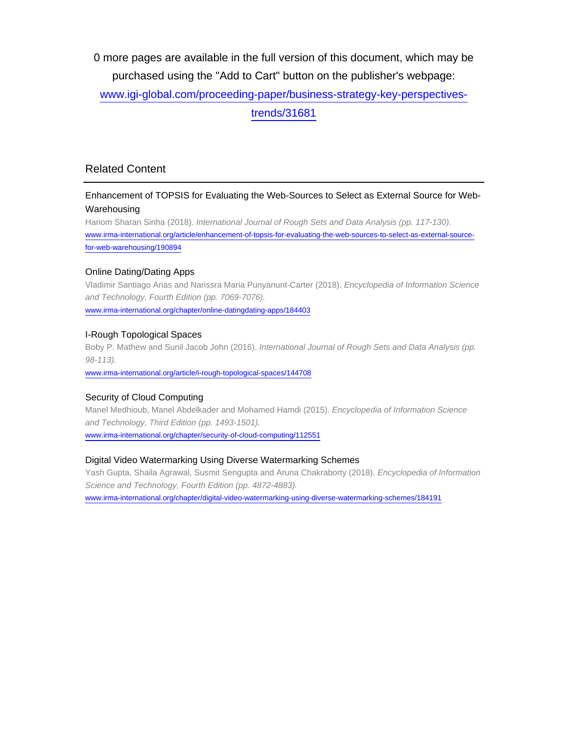0 more pages are available in the full version of this document, which may be purchased using the "Add to Cart" button on the publisher's webpage: www.igi-global.com/proceeding-paper/business-strategy-key-perspectives-trends/31681

## Related Content

### Enhancement of TOPSIS for Evaluating the Web-Sources to Select as External Source for Web-Warehousing

Hariom Sharan Sinha (2018). *International Journal of Rough Sets and Data Analysis (pp. 117-130).*

www.irma-international.org/article/enhancement-of-topsis-for-evaluating-the-web-sources-to-select-as-external-source-for-web-warehousing/190894

### Online Dating/Dating Apps

Vladimir Santiago Arias and Narissra Maria Punyanunt-Carter (2018). *Encyclopedia of Information Science and Technology, Fourth Edition (pp. 7069-7076).*

www.irma-international.org/chapter/online-datingdating-apps/184403

### I-Rough Topological Spaces

Boby P. Mathew and Sunil Jacob John (2016). *International Journal of Rough Sets and Data Analysis (pp. 98-113).*

www.irma-international.org/article/i-rough-topological-spaces/144708

### Security of Cloud Computing

Manel Medhioub, Manel Abdelkader and Mohamed Hamdi (2015). *Encyclopedia of Information Science and Technology, Third Edition (pp. 1493-1501).*

www.irma-international.org/chapter/security-of-cloud-computing/112551

### Digital Video Watermarking Using Diverse Watermarking Schemes

Yash Gupta, Shaila Agrawal, Susmit Sengupta and Aruna Chakraborty (2018). *Encyclopedia of Information Science and Technology, Fourth Edition (pp. 4872-4883).*

www.irma-international.org/chapter/digital-video-watermarking-using-diverse-watermarking-schemes/184191